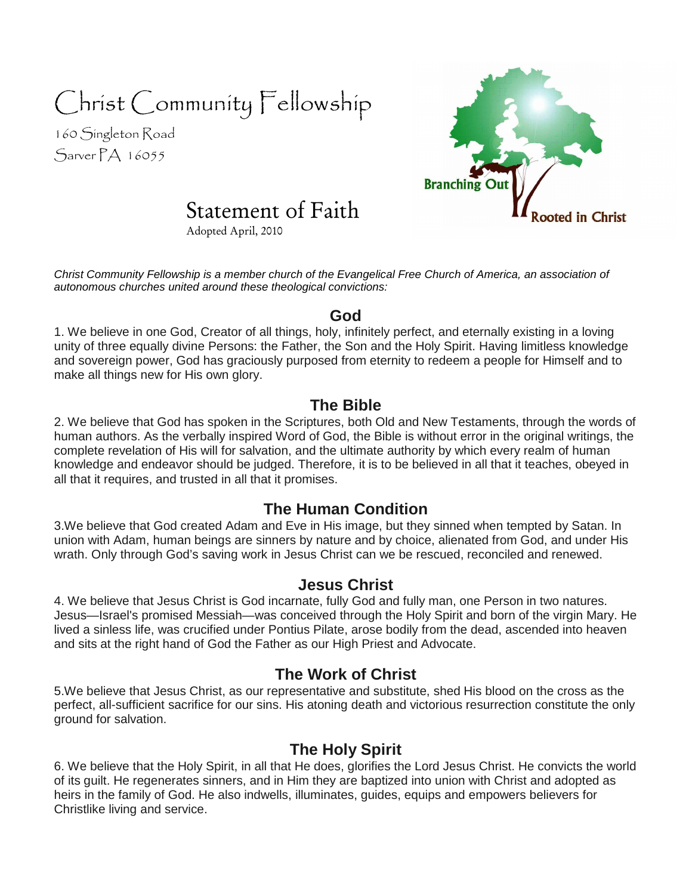# Christ Community Fellowship

160 Singleton Road
Sarver PA 16055

Branching Out
Rooted in Christ

## Statement of Faith

Adopted April, 2010

*Christ Community Fellowship is a member church of the Evangelical Free Church of America, an association of autonomous churches united around these theological convictions:*

### God

1. We believe in one God, Creator of all things, holy, infinitely perfect, and eternally existing in a loving unity of three equally divine Persons: the Father, the Son and the Holy Spirit. Having limitless knowledge and sovereign power, God has graciously purposed from eternity to redeem a people for Himself and to make all things new for His own glory.

### The Bible

2. We believe that God has spoken in the Scriptures, both Old and New Testaments, through the words of human authors. As the verbally inspired Word of God, the Bible is without error in the original writings, the complete revelation of His will for salvation, and the ultimate authority by which every realm of human knowledge and endeavor should be judged. Therefore, it is to be believed in all that it teaches, obeyed in all that it requires, and trusted in all that it promises.

### The Human Condition

3.We believe that God created Adam and Eve in His image, but they sinned when tempted by Satan. In union with Adam, human beings are sinners by nature and by choice, alienated from God, and under His wrath. Only through God's saving work in Jesus Christ can we be rescued, reconciled and renewed.

### Jesus Christ

4. We believe that Jesus Christ is God incarnate, fully God and fully man, one Person in two natures. Jesus—Israel's promised Messiah—was conceived through the Holy Spirit and born of the virgin Mary. He lived a sinless life, was crucified under Pontius Pilate, arose bodily from the dead, ascended into heaven and sits at the right hand of God the Father as our High Priest and Advocate.

### The Work of Christ

5.We believe that Jesus Christ, as our representative and substitute, shed His blood on the cross as the perfect, all-sufficient sacrifice for our sins. His atoning death and victorious resurrection constitute the only ground for salvation.

### The Holy Spirit

6. We believe that the Holy Spirit, in all that He does, glorifies the Lord Jesus Christ. He convicts the world of its guilt. He regenerates sinners, and in Him they are baptized into union with Christ and adopted as heirs in the family of God. He also indwells, illuminates, guides, equips and empowers believers for Christlike living and service.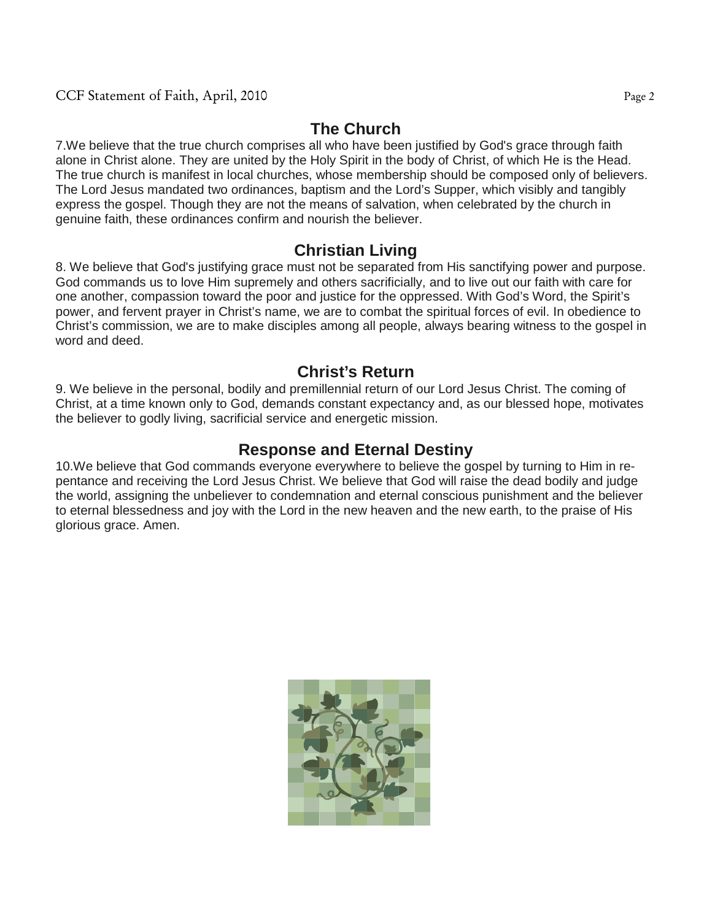## The Church

7.We believe that the true church comprises all who have been justified by God's grace through faith alone in Christ alone. They are united by the Holy Spirit in the body of Christ, of which He is the Head. The true church is manifest in local churches, whose membership should be composed only of believers. The Lord Jesus mandated two ordinances, baptism and the Lord's Supper, which visibly and tangibly express the gospel. Though they are not the means of salvation, when celebrated by the church in genuine faith, these ordinances confirm and nourish the believer.

## Christian Living

8. We believe that God's justifying grace must not be separated from His sanctifying power and purpose. God commands us to love Him supremely and others sacrificially, and to live out our faith with care for one another, compassion toward the poor and justice for the oppressed. With God's Word, the Spirit's power, and fervent prayer in Christ's name, we are to combat the spiritual forces of evil. In obedience to Christ's commission, we are to make disciples among all people, always bearing witness to the gospel in word and deed.

## Christ's Return

9. We believe in the personal, bodily and premillennial return of our Lord Jesus Christ. The coming of Christ, at a time known only to God, demands constant expectancy and, as our blessed hope, motivates the believer to godly living, sacrificial service and energetic mission.

## Response and Eternal Destiny

10.We believe that God commands everyone everywhere to believe the gospel by turning to Him in repentance and receiving the Lord Jesus Christ. We believe that God will raise the dead bodily and judge the world, assigning the unbeliever to condemnation and eternal conscious punishment and the believer to eternal blessedness and joy with the Lord in the new heaven and the new earth, to the praise of His glorious grace. Amen.